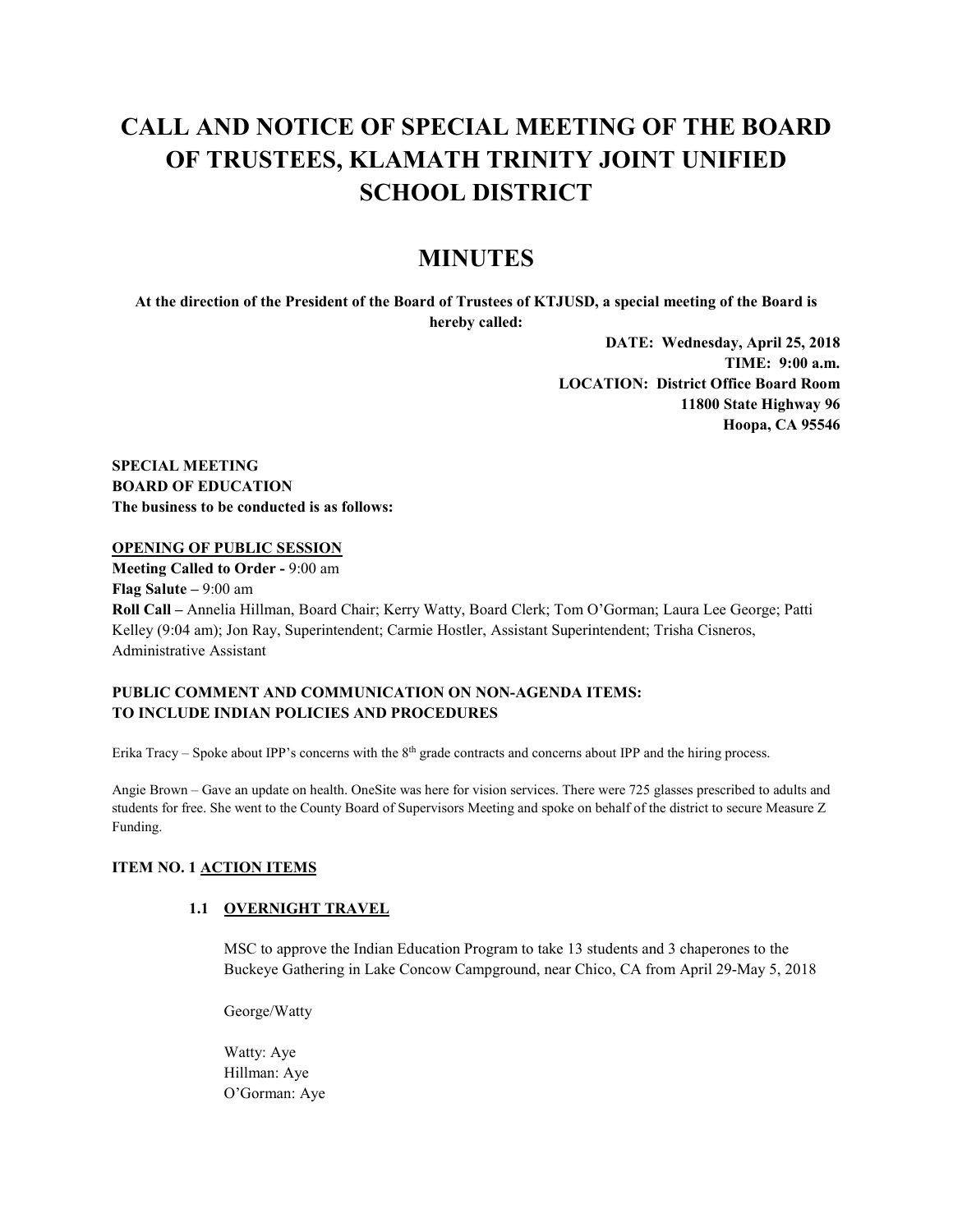# CALL AND NOTICE OF SPECIAL MEETING OF THE BOARD OF TRUSTEES, KLAMATH TRINITY JOINT UNIFIED SCHOOL DISTRICT

# MINUTES

**At the direction of the President of the Board of Trustees of KTJUSD, a special meeting of the Board is hereby called:**

**DATE: Wednesday, April 25, 2018**
**TIME: 9:00 a.m.**
**LOCATION: District Office Board Room**
**11800 State Highway 96**
**Hoopa, CA 95546**

**SPECIAL MEETING**
**BOARD OF EDUCATION**
**The business to be conducted is as follows:**

**OPENING OF PUBLIC SESSION**

**Meeting Called to Order -** 9:00 am
**Flag Salute –** 9:00 am
**Roll Call –** Annelia Hillman, Board Chair; Kerry Watty, Board Clerk; Tom O'Gorman; Laura Lee George; Patti Kelley (9:04 am); Jon Ray, Superintendent; Carmie Hostler, Assistant Superintendent; Trisha Cisneros, Administrative Assistant

**PUBLIC COMMENT AND COMMUNICATION ON NON-AGENDA ITEMS: TO INCLUDE INDIAN POLICIES AND PROCEDURES**

Erika Tracy – Spoke about IPP's concerns with the 8th grade contracts and concerns about IPP and the hiring process.

Angie Brown – Gave an update on health. OneSite was here for vision services. There were 725 glasses prescribed to adults and students for free. She went to the County Board of Supervisors Meeting and spoke on behalf of the district to secure Measure Z Funding.

**ITEM NO. 1 ACTION ITEMS**

**1.1 OVERNIGHT TRAVEL**

MSC to approve the Indian Education Program to take 13 students and 3 chaperones to the Buckeye Gathering in Lake Concow Campground, near Chico, CA from April 29-May 5, 2018

George/Watty

Watty: Aye
Hillman: Aye
O'Gorman: Aye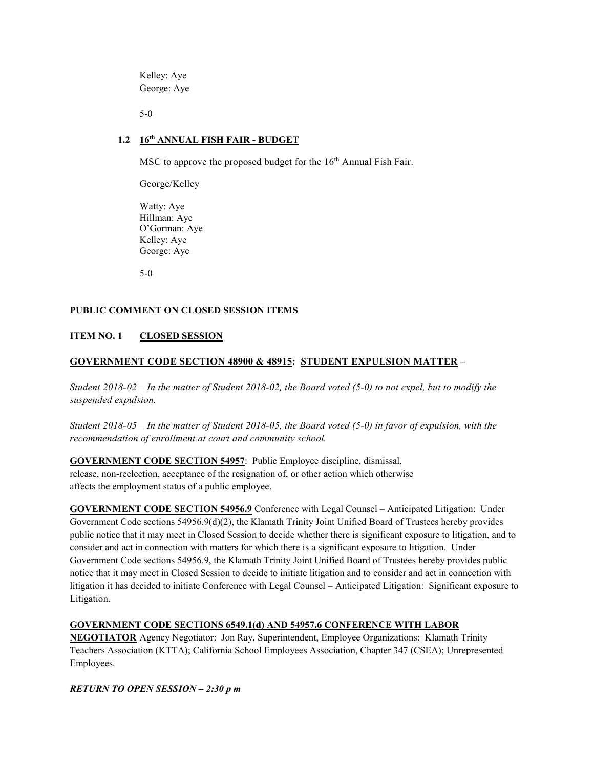Kelley: Aye
George: Aye

5-0

### 1.2 16th ANNUAL FISH FAIR - BUDGET

MSC to approve the proposed budget for the 16th Annual Fish Fair.

George/Kelley

Watty: Aye
Hillman: Aye
O'Gorman: Aye
Kelley: Aye
George: Aye

5-0

**PUBLIC COMMENT ON CLOSED SESSION ITEMS**

**ITEM NO. 1 CLOSED SESSION**

**GOVERNMENT CODE SECTION 48900 & 48915: STUDENT EXPULSION MATTER –**

*Student 2018-02 – In the matter of Student 2018-02, the Board voted (5-0) to not expel, but to modify the suspended expulsion.*

*Student 2018-05 – In the matter of Student 2018-05, the Board voted (5-0) in favor of expulsion, with the recommendation of enrollment at court and community school.*

**GOVERNMENT CODE SECTION 54957**: Public Employee discipline, dismissal, release, non-reelection, acceptance of the resignation of, or other action which otherwise affects the employment status of a public employee.

**GOVERNMENT CODE SECTION 54956.9** Conference with Legal Counsel – Anticipated Litigation: Under Government Code sections 54956.9(d)(2), the Klamath Trinity Joint Unified Board of Trustees hereby provides public notice that it may meet in Closed Session to decide whether there is significant exposure to litigation, and to consider and act in connection with matters for which there is a significant exposure to litigation. Under Government Code sections 54956.9, the Klamath Trinity Joint Unified Board of Trustees hereby provides public notice that it may meet in Closed Session to decide to initiate litigation and to consider and act in connection with litigation it has decided to initiate Conference with Legal Counsel – Anticipated Litigation: Significant exposure to Litigation.

**GOVERNMENT CODE SECTIONS 6549.1(d) AND 54957.6 CONFERENCE WITH LABOR NEGOTIATOR** Agency Negotiator: Jon Ray, Superintendent, Employee Organizations: Klamath Trinity Teachers Association (KTTA); California School Employees Association, Chapter 347 (CSEA); Unrepresented Employees.

***RETURN TO OPEN SESSION – 2:30 p m***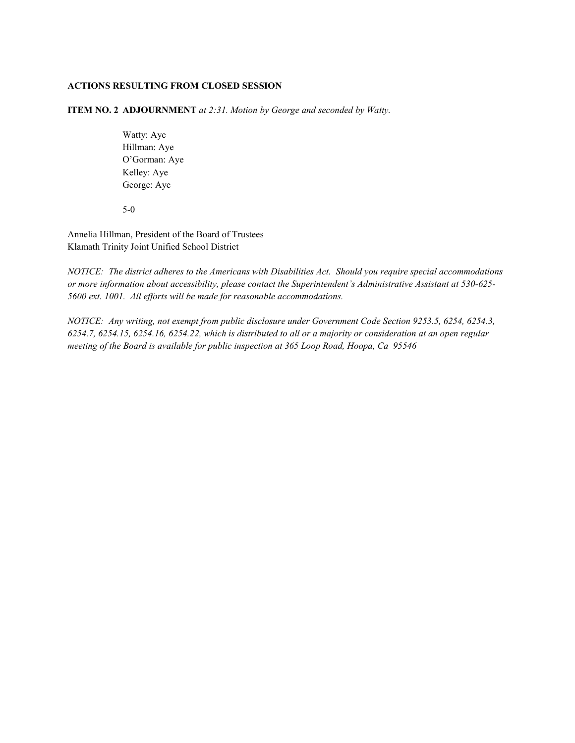**ACTIONS RESULTING FROM CLOSED SESSION**

**ITEM NO. 2 ADJOURNMENT** *at 2:31. Motion by George and seconded by Watty.*

Watty: Aye
Hillman: Aye
O'Gorman: Aye
Kelley: Aye
George: Aye

5-0

Annelia Hillman, President of the Board of Trustees
Klamath Trinity Joint Unified School District

*NOTICE: The district adheres to the Americans with Disabilities Act. Should you require special accommodations or more information about accessibility, please contact the Superintendent's Administrative Assistant at 530-625-5600 ext. 1001. All efforts will be made for reasonable accommodations.*

*NOTICE: Any writing, not exempt from public disclosure under Government Code Section 9253.5, 6254, 6254.3, 6254.7, 6254.15, 6254.16, 6254.22, which is distributed to all or a majority or consideration at an open regular meeting of the Board is available for public inspection at 365 Loop Road, Hoopa, Ca 95546*